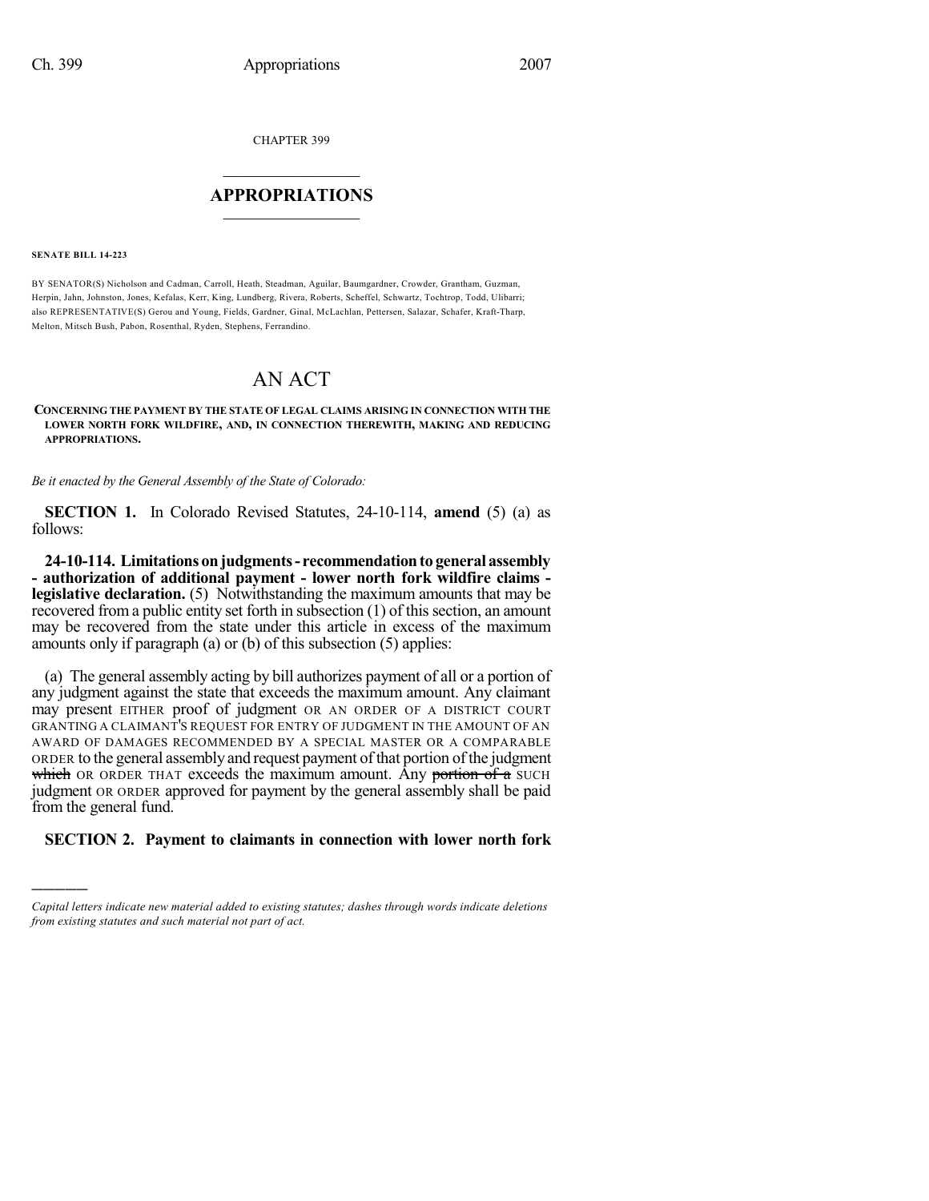CHAPTER 399

# APPROPRIATIONS

**SENATE BILL 14-223**

BY SENATOR(S) Nicholson and Cadman, Carroll, Heath, Steadman, Aguilar, Baumgardner, Crowder, Grantham, Guzman, Herpin, Jahn, Johnston, Jones, Kefalas, Kerr, King, Lundberg, Rivera, Roberts, Scheffel, Schwartz, Tochtrop, Todd, Ulibarri; also REPRESENTATIVE(S) Gerou and Young, Fields, Gardner, Ginal, McLachlan, Pettersen, Salazar, Schafer, Kraft-Tharp, Melton, Mitsch Bush, Pabon, Rosenthal, Ryden, Stephens, Ferrandino.

# AN ACT

**CONCERNING THE PAYMENT BY THE STATE OF LEGAL CLAIMS ARISING IN CONNECTION WITH THE LOWER NORTH FORK WILDFIRE, AND, IN CONNECTION THEREWITH, MAKING AND REDUCING APPROPRIATIONS.**

*Be it enacted by the General Assembly of the State of Colorado:*

**SECTION 1.** In Colorado Revised Statutes, 24-10-114, **amend** (5) (a) as follows:

**24-10-114. Limitations on judgments - recommendation to general assembly - authorization of additional payment - lower north fork wildfire claims - legislative declaration.** (5) Notwithstanding the maximum amounts that may be recovered from a public entity set forth in subsection (1) of this section, an amount may be recovered from the state under this article in excess of the maximum amounts only if paragraph (a) or (b) of this subsection (5) applies:

(a) The general assembly acting by bill authorizes payment of all or a portion of any judgment against the state that exceeds the maximum amount. Any claimant may present EITHER proof of judgment OR AN ORDER OF A DISTRICT COURT GRANTING A CLAIMANT'S REQUEST FOR ENTRY OF JUDGMENT IN THE AMOUNT OF AN AWARD OF DAMAGES RECOMMENDED BY A SPECIAL MASTER OR A COMPARABLE ORDER to the general assembly and request payment of that portion of the judgment ~~which~~ OR ORDER THAT exceeds the maximum amount. Any ~~portion of a~~ SUCH judgment OR ORDER approved for payment by the general assembly shall be paid from the general fund.

**SECTION 2. Payment to claimants in connection with lower north fork**

*Capital letters indicate new material added to existing statutes; dashes through words indicate deletions from existing statutes and such material not part of act.*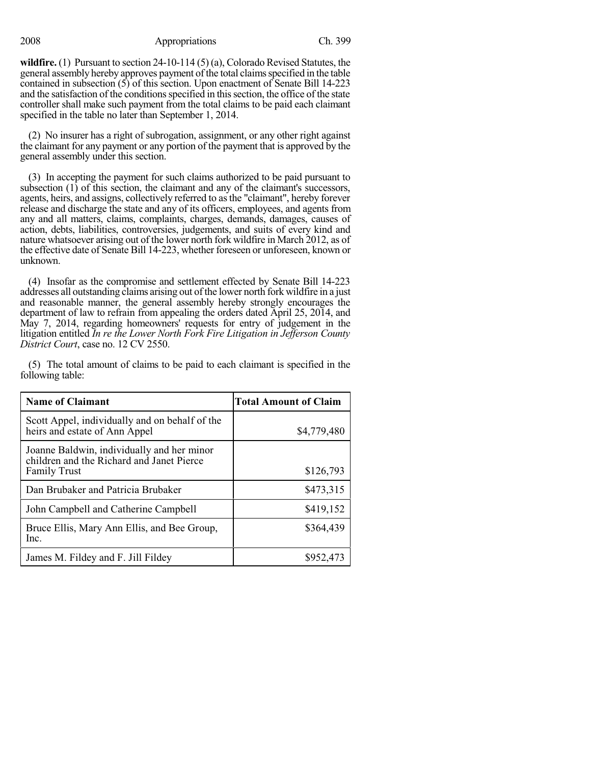**wildfire.** (1) Pursuant to section 24-10-114 (5) (a), Colorado Revised Statutes, the general assembly hereby approves payment of the total claims specified in the table contained in subsection (5) of this section. Upon enactment of Senate Bill 14-223 and the satisfaction of the conditions specified in this section, the office of the state controller shall make such payment from the total claims to be paid each claimant specified in the table no later than September 1, 2014.

(2) No insurer has a right of subrogation, assignment, or any other right against the claimant for any payment or any portion of the payment that is approved by the general assembly under this section.

(3) In accepting the payment for such claims authorized to be paid pursuant to subsection (1) of this section, the claimant and any of the claimant's successors, agents, heirs, and assigns, collectively referred to as the "claimant", hereby forever release and discharge the state and any of its officers, employees, and agents from any and all matters, claims, complaints, charges, demands, damages, causes of action, debts, liabilities, controversies, judgements, and suits of every kind and nature whatsoever arising out of the lower north fork wildfire in March 2012, as of the effective date of Senate Bill 14-223, whether foreseen or unforeseen, known or unknown.

(4) Insofar as the compromise and settlement effected by Senate Bill 14-223 addresses all outstanding claims arising out of the lower north fork wildfire in a just and reasonable manner, the general assembly hereby strongly encourages the department of law to refrain from appealing the orders dated April 25, 2014, and May 7, 2014, regarding homeowners' requests for entry of judgement in the litigation entitled *In re the Lower North Fork Fire Litigation in Jefferson County District Court*, case no. 12 CV 2550.

(5) The total amount of claims to be paid to each claimant is specified in the following table:

| Name of Claimant | Total Amount of Claim |
|---|---|
| Scott Appel, individually and on behalf of the heirs and estate of Ann Appel | $4,779,480 |
| Joanne Baldwin, individually and her minor children and the Richard and Janet Pierce Family Trust | $126,793 |
| Dan Brubaker and Patricia Brubaker | $473,315 |
| John Campbell and Catherine Campbell | $419,152 |
| Bruce Ellis, Mary Ann Ellis, and Bee Group, Inc. | $364,439 |
| James M. Fildey and F. Jill Fildey | $952,473 |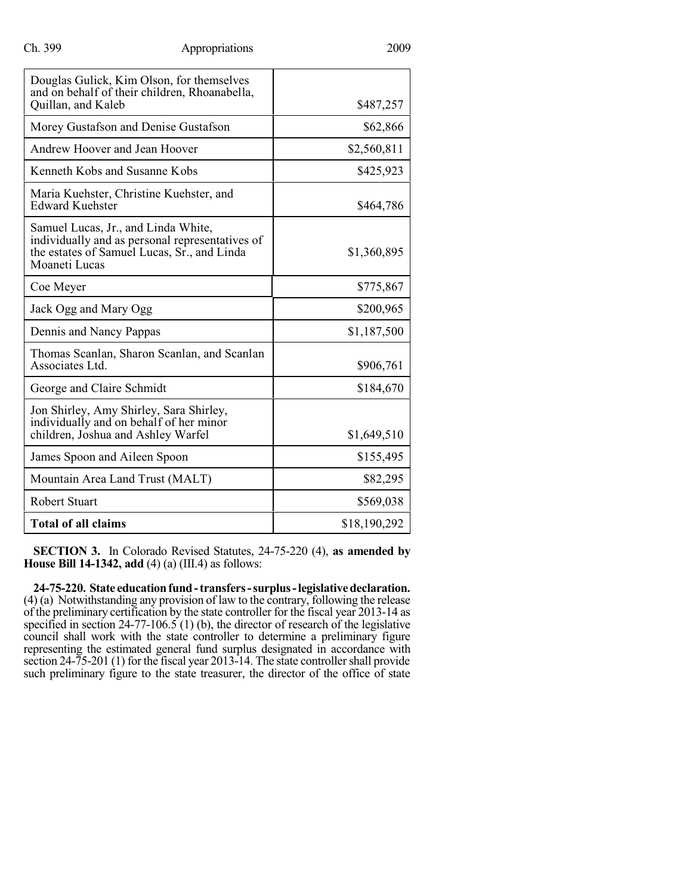| | |
|---|---|
| Douglas Gulick, Kim Olson, for themselves and on behalf of their children, Rhoanabella, Quillan, and Kaleb | $487,257 |
| Morey Gustafson and Denise Gustafson | $62,866 |
| Andrew Hoover and Jean Hoover | $2,560,811 |
| Kenneth Kobs and Susanne Kobs | $425,923 |
| Maria Kuehster, Christine Kuehster, and Edward Kuehster | $464,786 |
| Samuel Lucas, Jr., and Linda White, individually and as personal representatives of the estates of Samuel Lucas, Sr., and Linda Moaneti Lucas | $1,360,895 |
| Coe Meyer | $775,867 |
| Jack Ogg and Mary Ogg | $200,965 |
| Dennis and Nancy Pappas | $1,187,500 |
| Thomas Scanlan, Sharon Scanlan, and Scanlan Associates Ltd. | $906,761 |
| George and Claire Schmidt | $184,670 |
| Jon Shirley, Amy Shirley, Sara Shirley, individually and on behalf of her minor children, Joshua and Ashley Warfel | $1,649,510 |
| James Spoon and Aileen Spoon | $155,495 |
| Mountain Area Land Trust (MALT) | $82,295 |
| Robert Stuart | $569,038 |
| **Total of all claims** | $18,190,292 |

**SECTION 3.** In Colorado Revised Statutes, 24-75-220 (4), **as amended by House Bill 14-1342, add** (4) (a) (III.4) as follows:

**24-75-220. State education fund - transfers - surplus - legislative declaration.** (4) (a) Notwithstanding any provision of law to the contrary, following the release of the preliminary certification by the state controller for the fiscal year 2013-14 as specified in section 24-77-106.5 (1) (b), the director of research of the legislative council shall work with the state controller to determine a preliminary figure representing the estimated general fund surplus designated in accordance with section 24-75-201 (1) for the fiscal year 2013-14. The state controller shall provide such preliminary figure to the state treasurer, the director of the office of state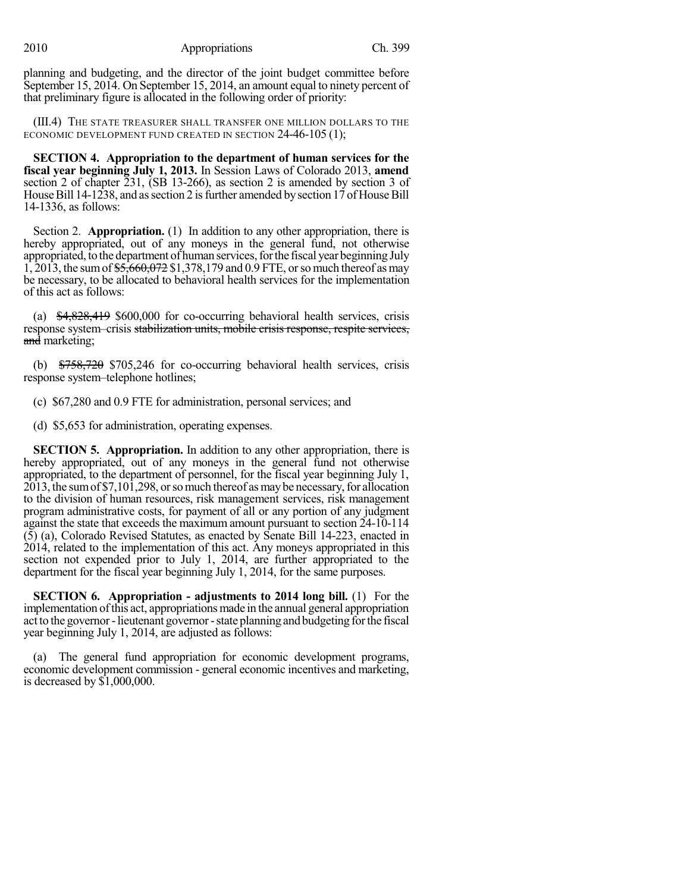planning and budgeting, and the director of the joint budget committee before September 15, 2014. On September 15, 2014, an amount equal to ninety percent of that preliminary figure is allocated in the following order of priority:

(III.4) THE STATE TREASURER SHALL TRANSFER ONE MILLION DOLLARS TO THE ECONOMIC DEVELOPMENT FUND CREATED IN SECTION 24-46-105 (1);

**SECTION 4. Appropriation to the department of human services for the fiscal year beginning July 1, 2013.** In Session Laws of Colorado 2013, **amend** section 2 of chapter 231, (SB 13-266), as section 2 is amended by section 3 of House Bill 14-1238, and as section 2 is further amended by section 17 of House Bill 14-1336, as follows:

Section 2. **Appropriation.** (1) In addition to any other appropriation, there is hereby appropriated, out of any moneys in the general fund, not otherwise appropriated, to the department of human services, for the fiscal year beginning July 1, 2013, the sum of ~~$5,660,072~~ $1,378,179 and 0.9 FTE, or so much thereof as may be necessary, to be allocated to behavioral health services for the implementation of this act as follows:

(a) ~~$4,828,419~~ $600,000 for co-occurring behavioral health services, crisis response system–crisis ~~stabilization units, mobile crisis response, respite services, and~~ marketing;

(b) ~~$758,720~~ $705,246 for co-occurring behavioral health services, crisis response system–telephone hotlines;

(c) $67,280 and 0.9 FTE for administration, personal services; and

(d) $5,653 for administration, operating expenses.

**SECTION 5. Appropriation.** In addition to any other appropriation, there is hereby appropriated, out of any moneys in the general fund not otherwise appropriated, to the department of personnel, for the fiscal year beginning July 1, 2013, the sum of $7,101,298, or so much thereof as may be necessary, for allocation to the division of human resources, risk management services, risk management program administrative costs, for payment of all or any portion of any judgment against the state that exceeds the maximum amount pursuant to section 24-10-114 (5) (a), Colorado Revised Statutes, as enacted by Senate Bill 14-223, enacted in 2014, related to the implementation of this act. Any moneys appropriated in this section not expended prior to July 1, 2014, are further appropriated to the department for the fiscal year beginning July 1, 2014, for the same purposes.

**SECTION 6. Appropriation - adjustments to 2014 long bill.** (1) For the implementation of this act, appropriations made in the annual general appropriation act to the governor - lieutenant governor - state planning and budgeting for the fiscal year beginning July 1, 2014, are adjusted as follows:

(a) The general fund appropriation for economic development programs, economic development commission - general economic incentives and marketing, is decreased by $1,000,000.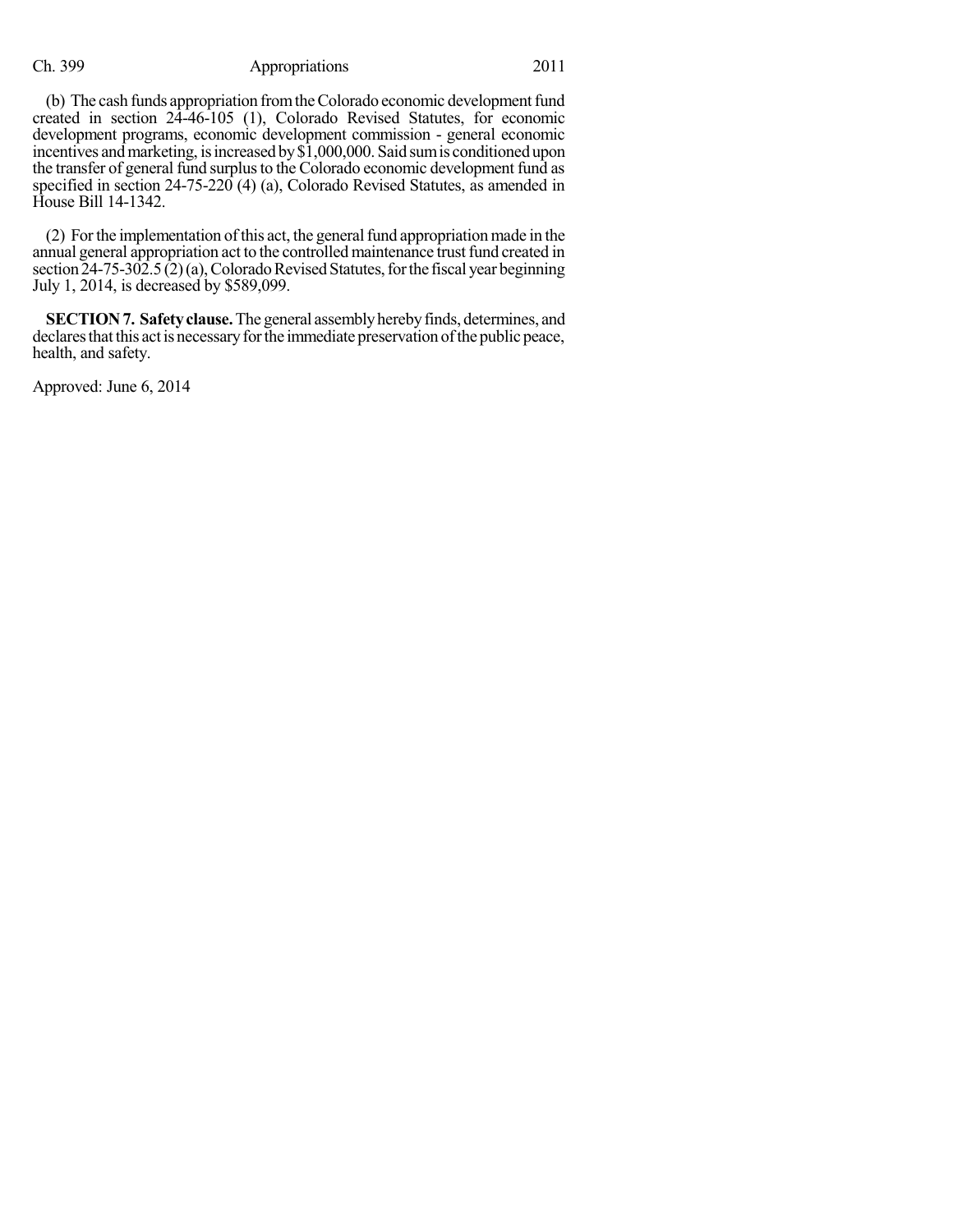(b) The cash funds appropriation from the Colorado economic development fund created in section 24-46-105 (1), Colorado Revised Statutes, for economic development programs, economic development commission - general economic incentives and marketing, is increased by $1,000,000. Said sum is conditioned upon the transfer of general fund surplus to the Colorado economic development fund as specified in section 24-75-220 (4) (a), Colorado Revised Statutes, as amended in House Bill 14-1342.

(2) For the implementation of this act, the general fund appropriation made in the annual general appropriation act to the controlled maintenance trust fund created in section 24-75-302.5 (2) (a), Colorado Revised Statutes, for the fiscal year beginning July 1, 2014, is decreased by $589,099.

**SECTION 7. Safety clause.** The general assembly hereby finds, determines, and declares that this act is necessary for the immediate preservation of the public peace, health, and safety.

Approved: June 6, 2014